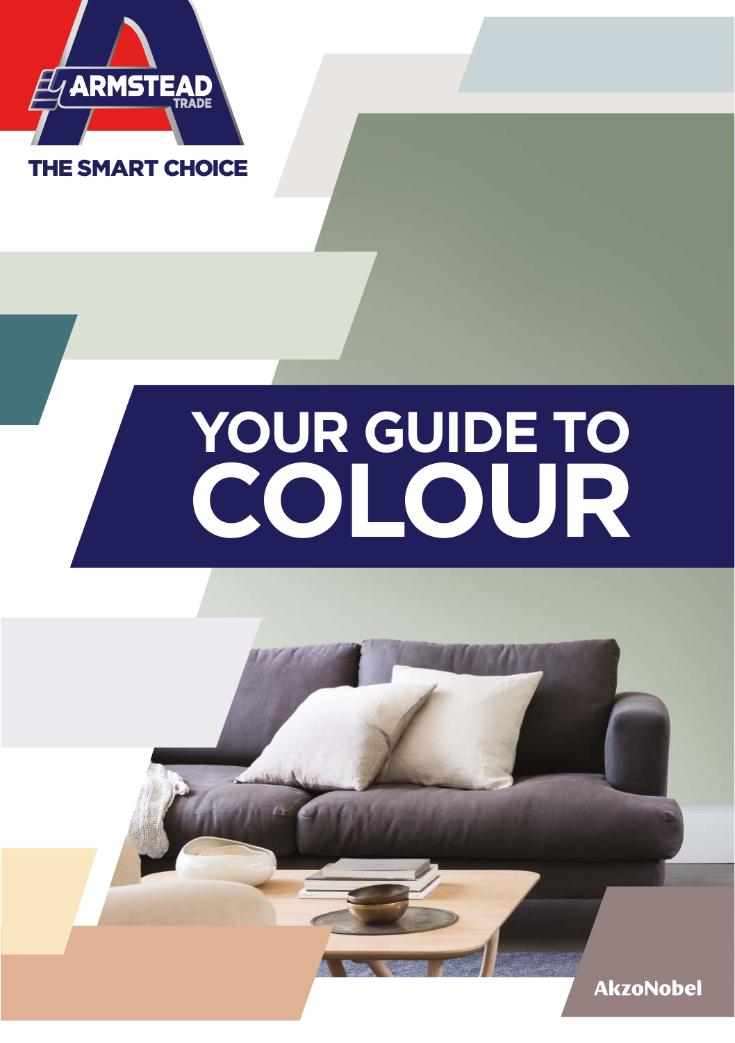ARMSTEAD TRADE

THE SMART CHOICE

# YOUR GUIDE TO COLOUR

AkzoNobel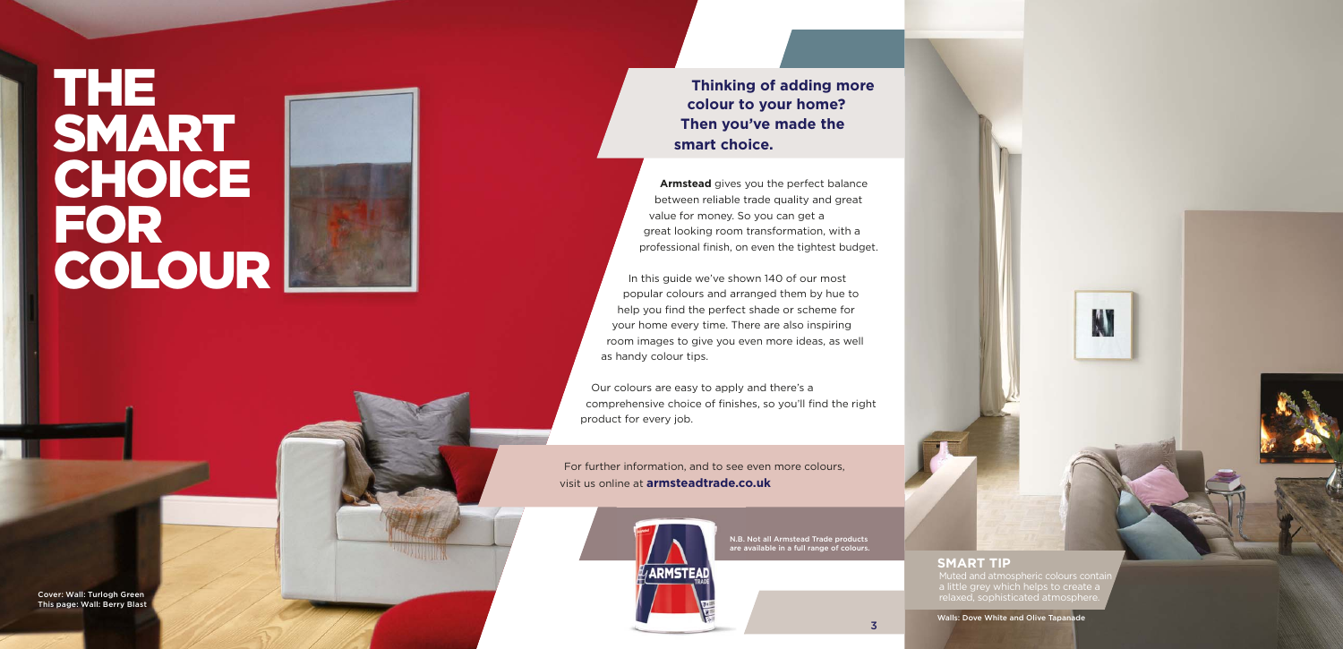# THE SMART CHOICE FOR COLOUR

**Thinking of adding more colour to your home? Then you've made the smart choice.**

**Armstead** gives you the perfect balance between reliable trade quality and great value for money. So you can get a great looking room transformation, with a professional finish, on even the tightest budget.

In this guide we've shown 140 of our most popular colours and arranged them by hue to help you find the perfect shade or scheme for your home every time. There are also inspiring room images to give you even more ideas, as well as handy colour tips.

Our colours are easy to apply and there's a comprehensive choice of finishes, so you'll find the right product for every job.

For further information, and to see even more colours, visit us online at **armsteadtrade.co.uk**

**N.B. Not all Armstead Trade products are available in a full range of colours.**

Cover: Wall: Turlogh Green
This page: Wall: Berry Blast

## SMART TIP

Muted and atmospheric colours contain a little grey which helps to create a relaxed, sophisticated atmosphere.

Walls: Dove White and Olive Tapanade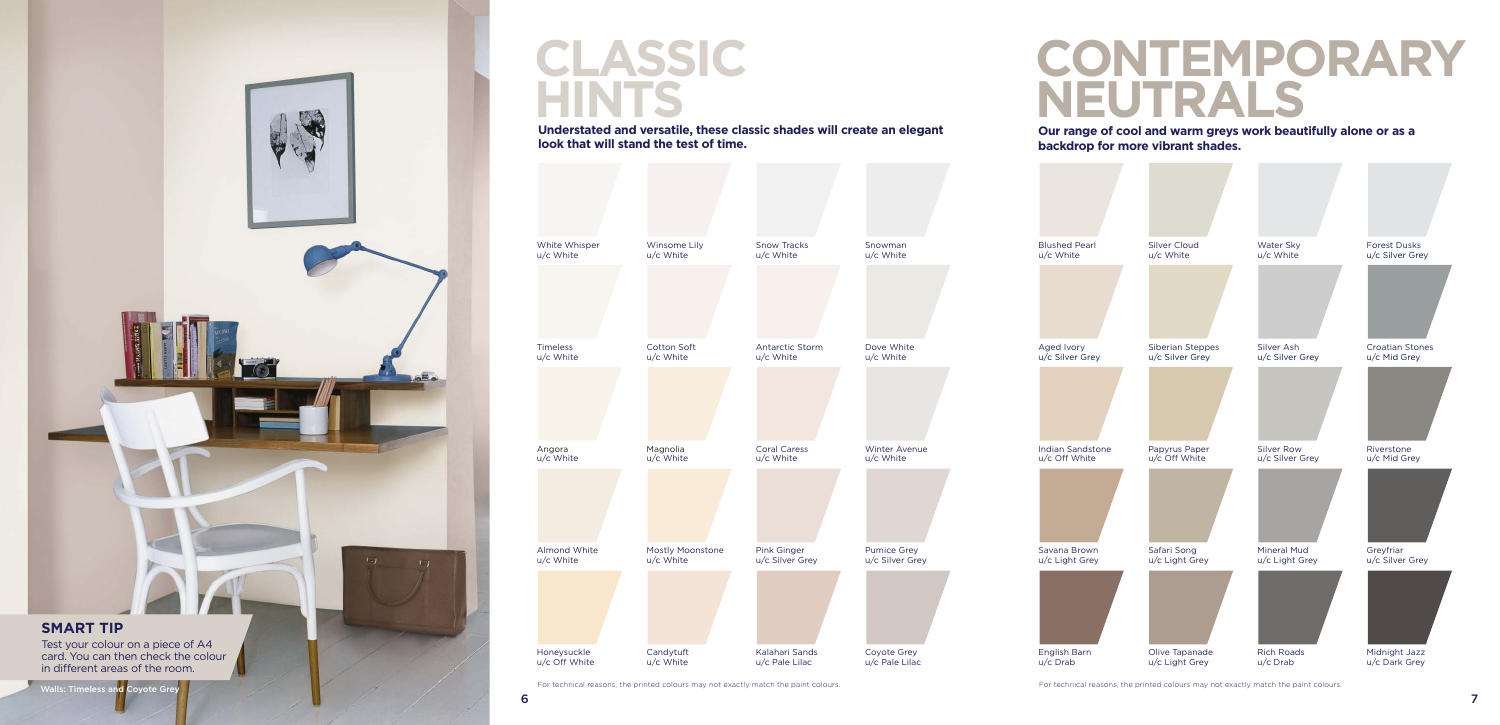## SMART TIP

Test your colour on a piece of A4 card. You can then check the colour in different areas of the room.

Walls: Timeless and Coyote Grey

# CLASSIC HINTS

**Understated and versatile, these classic shades will create an elegant look that will stand the test of time.**

| | | | |
|---|---|---|---|
| White Whisper u/c White | Winsome Lily u/c White | Snow Tracks u/c White | Snowman u/c White |
| Timeless u/c White | Cotton Soft u/c White | Antarctic Storm u/c White | Dove White u/c White |
| Angora u/c White | Magnolia u/c White | Coral Caress u/c White | Winter Avenue u/c White |
| Almond White u/c White | Mostly Moonstone u/c White | Pink Ginger u/c Silver Grey | Pumice Grey u/c Silver Grey |
| Honeysuckle u/c Off White | Candytuft u/c White | Kalahari Sands u/c Pale Lilac | Coyote Grey u/c Pale Lilac |

For technical reasons, the printed colours may not exactly match the paint colours.

# CONTEMPORARY NEUTRALS

**Our range of cool and warm greys work beautifully alone or as a backdrop for more vibrant shades.**

| | | | |
|---|---|---|---|
| Blushed Pearl u/c White | Silver Cloud u/c White | Water Sky u/c White | Forest Dusks u/c Silver Grey |
| Aged Ivory u/c Silver Grey | Siberian Steppes u/c Silver Grey | Silver Ash u/c Silver Grey | Croatian Stones u/c Mid Grey |
| Indian Sandstone u/c Off White | Papyrus Paper u/c Off White | Silver Row u/c Silver Grey | Riverstone u/c Mid Grey |
| Savana Brown u/c Light Grey | Safari Song u/c Light Grey | Mineral Mud u/c Light Grey | Greyfriar u/c Silver Grey |
| English Barn u/c Drab | Olive Tapanade u/c Light Grey | Rich Roads u/c Drab | Midnight Jazz u/c Dark Grey |

For technical reasons, the printed colours may not exactly match the paint colours.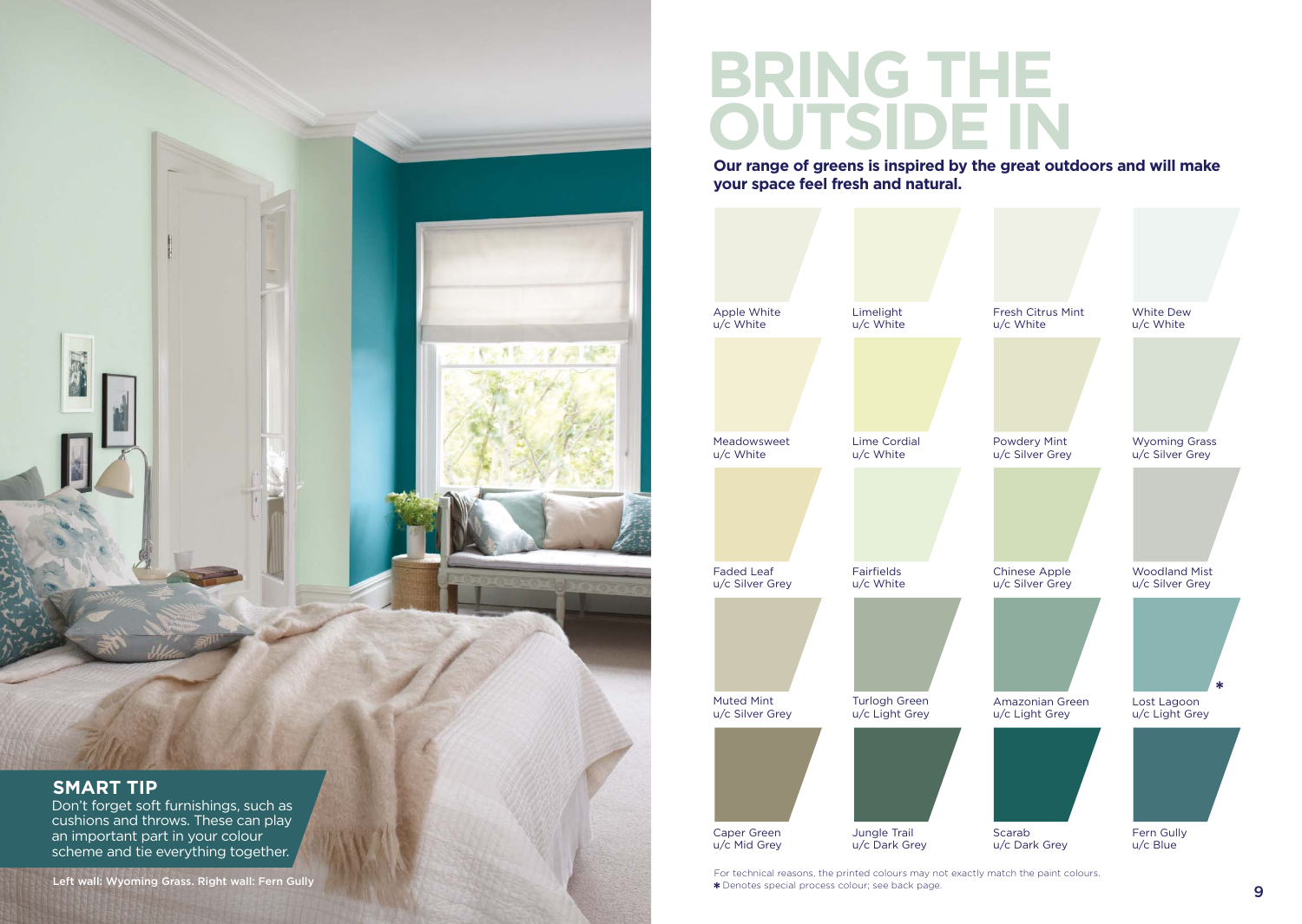# BRING THE OUTSIDE IN

**Our range of greens is inspired by the great outdoors and will make your space feel fresh and natural.**

Apple White
u/c White

Limelight
u/c White

Fresh Citrus Mint
u/c White

White Dew
u/c White

Meadowsweet
u/c White

Lime Cordial
u/c White

Powdery Mint
u/c Silver Grey

Wyoming Grass
u/c Silver Grey

Faded Leaf
u/c Silver Grey

Fairfields
u/c White

Chinese Apple
u/c Silver Grey

Woodland Mist
u/c Silver Grey

Muted Mint
u/c Silver Grey

Turlogh Green
u/c Light Grey

Amazonian Green
u/c Light Grey

Lost Lagoon *
u/c Light Grey

Caper Green
u/c Mid Grey

Jungle Trail
u/c Dark Grey

Scarab
u/c Dark Grey

Fern Gully
u/c Blue

For technical reasons, the printed colours may not exactly match the paint colours.
* Denotes special process colour; see back page.

## SMART TIP

Don't forget soft furnishings, such as cushions and throws. These can play an important part in your colour scheme and tie everything together.

Left wall: Wyoming Grass. Right wall: Fern Gully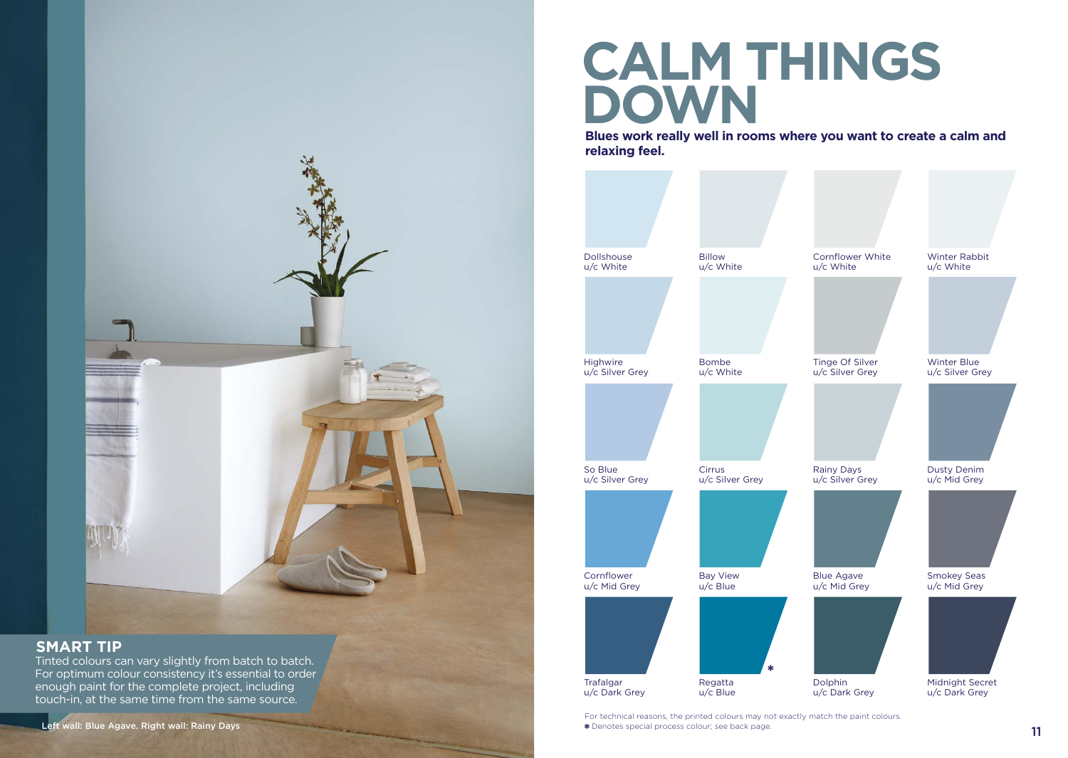# CALM THINGS DOWN

**Blues work really well in rooms where you want to create a calm and relaxing feel.**

| | | | |
|---|---|---|---|
| Dollshouse u/c White | Billow u/c White | Cornflower White u/c White | Winter Rabbit u/c White |
| Highwire u/c Silver Grey | Bombe u/c White | Tinge Of Silver u/c Silver Grey | Winter Blue u/c Silver Grey |
| So Blue u/c Silver Grey | Cirrus u/c Silver Grey | Rainy Days u/c Silver Grey | Dusty Denim u/c Mid Grey |
| Cornflower u/c Mid Grey | Bay View u/c Blue | Blue Agave u/c Mid Grey | Smokey Seas u/c Mid Grey |
| Trafalgar u/c Dark Grey | Regatta * u/c Blue | Dolphin u/c Dark Grey | Midnight Secret u/c Dark Grey |

For technical reasons, the printed colours may not exactly match the paint colours.

* Denotes special process colour; see back page.

## SMART TIP

Tinted colours can vary slightly from batch to batch. For optimum colour consistency it's essential to order enough paint for the complete project, including touch-in, at the same time from the same source.

Left wall: Blue Agave. Right wall: Rainy Days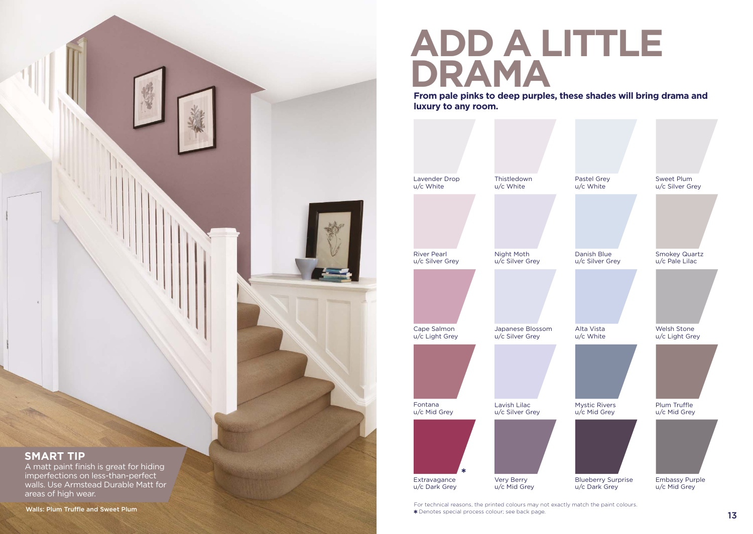# ADD A LITTLE DRAMA

**From pale pinks to deep purples, these shades will bring drama and luxury to any room.**

| | | | |
|---|---|---|---|
| Lavender Drop<br>u/c White | Thistledown<br>u/c White | Pastel Grey<br>u/c White | Sweet Plum<br>u/c Silver Grey |
| River Pearl<br>u/c Silver Grey | Night Moth<br>u/c Silver Grey | Danish Blue<br>u/c Silver Grey | Smokey Quartz<br>u/c Pale Lilac |
| Cape Salmon<br>u/c Light Grey | Japanese Blossom<br>u/c Silver Grey | Alta Vista<br>u/c White | Welsh Stone<br>u/c Light Grey |
| Fontana<br>u/c Mid Grey | Lavish Lilac<br>u/c Silver Grey | Mystic Rivers<br>u/c Mid Grey | Plum Truffle<br>u/c Mid Grey |
| Extravagance *<br>u/c Dark Grey | Very Berry<br>u/c Mid Grey | Blueberry Surprise<br>u/c Dark Grey | Embassy Purple<br>u/c Mid Grey |

For technical reasons, the printed colours may not exactly match the paint colours.
* Denotes special process colour; see back page.

## SMART TIP

A matt paint finish is great for hiding imperfections on less-than-perfect walls. Use Armstead Durable Matt for areas of high wear.

Walls: Plum Truffle and Sweet Plum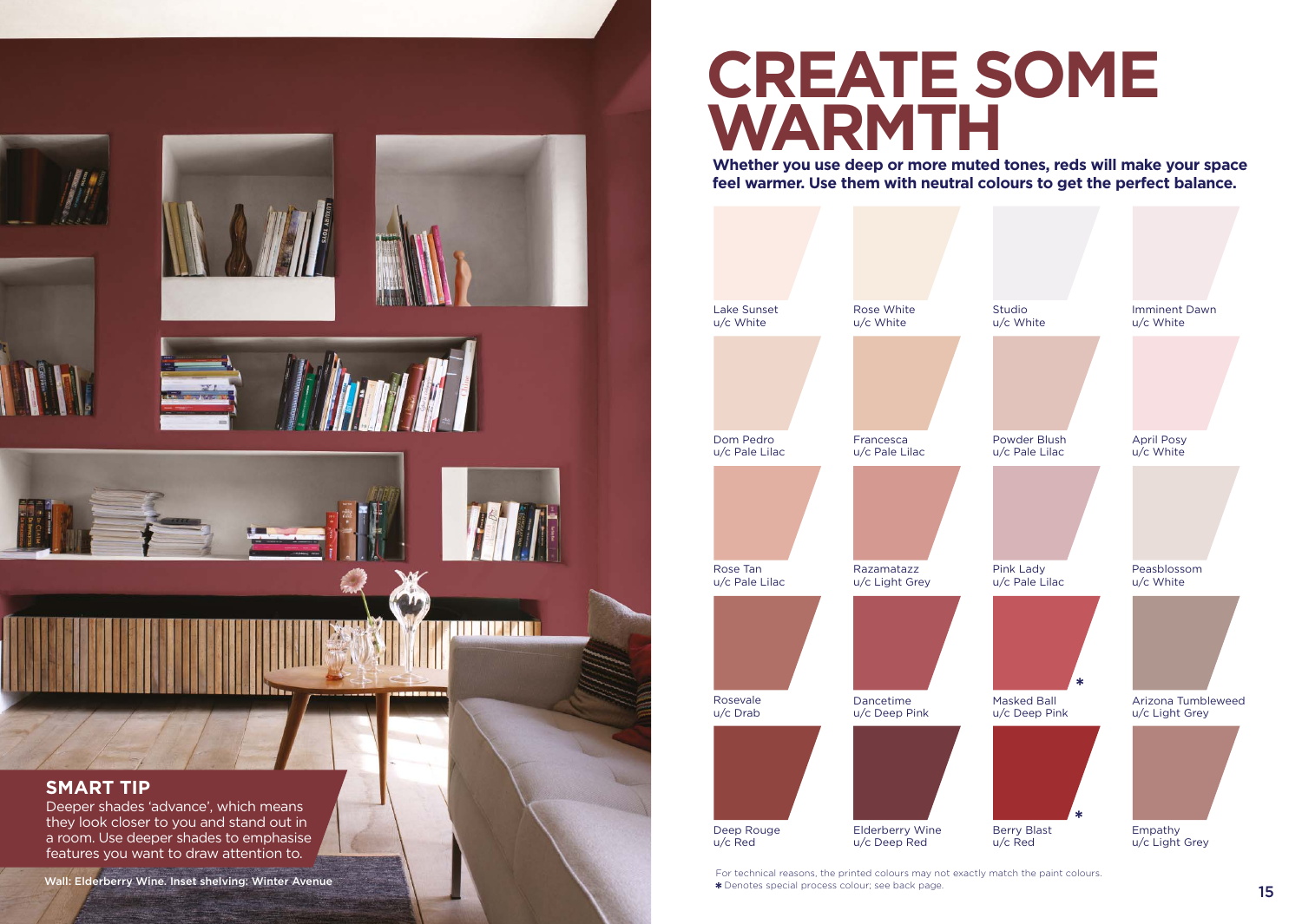# CREATE SOME WARMTH

**Whether you use deep or more muted tones, reds will make your space feel warmer. Use them with neutral colours to get the perfect balance.**

| | | | |
|---|---|---|---|
| Lake Sunset<br>u/c White | Rose White<br>u/c White | Studio<br>u/c White | Imminent Dawn<br>u/c White |
| Dom Pedro<br>u/c Pale Lilac | Francesca<br>u/c Pale Lilac | Powder Blush<br>u/c Pale Lilac | April Posy<br>u/c White |
| Rose Tan<br>u/c Pale Lilac | Razamatazz<br>u/c Light Grey | Pink Lady<br>u/c Pale Lilac | Peasblossom<br>u/c White |
| Rosevale<br>u/c Drab | Dancetime<br>u/c Deep Pink | Masked Ball *<br>u/c Deep Pink | Arizona Tumbleweed<br>u/c Light Grey |
| Deep Rouge<br>u/c Red | Elderberry Wine<br>u/c Deep Red | Berry Blast *<br>u/c Red | Empathy<br>u/c Light Grey |

For technical reasons, the printed colours may not exactly match the paint colours.
* Denotes special process colour; see back page.

## SMART TIP

Deeper shades 'advance', which means they look closer to you and stand out in a room. Use deeper shades to emphasise features you want to draw attention to.

Wall: Elderberry Wine. Inset shelving: Winter Avenue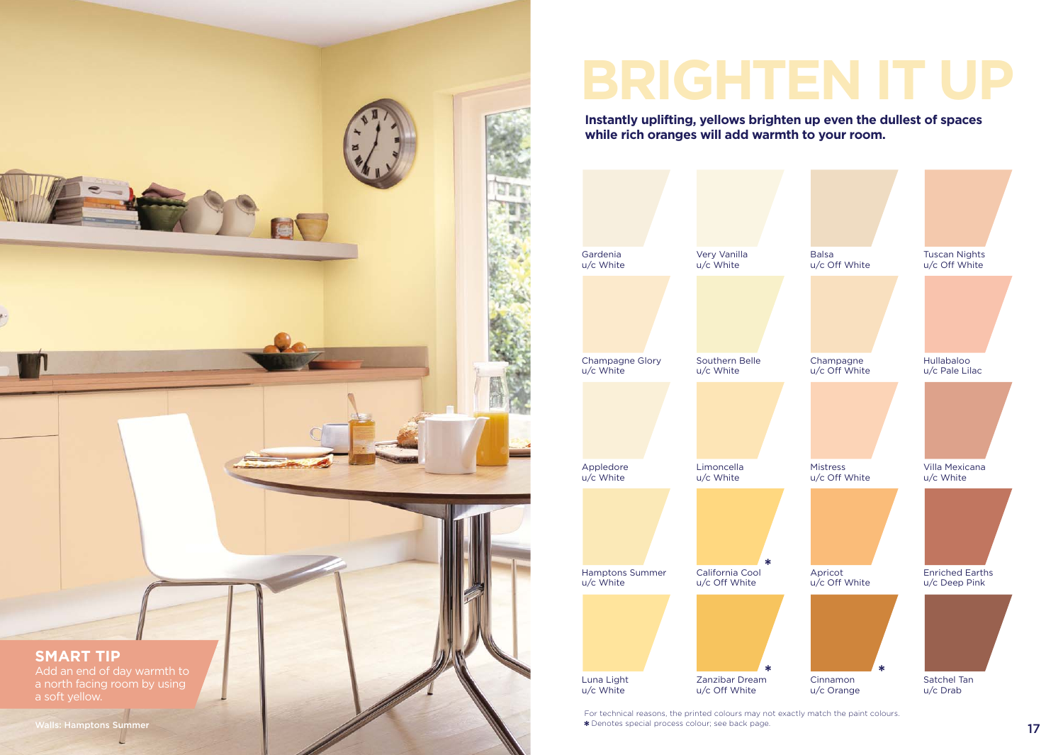# BRIGHTEN IT UP

**Instantly uplifting, yellows brighten up even the dullest of spaces while rich oranges will add warmth to your room.**

| | | | |
|---|---|---|---|
| Gardenia<br>u/c White | Very Vanilla<br>u/c White | Balsa<br>u/c Off White | Tuscan Nights<br>u/c Off White |
| Champagne Glory<br>u/c White | Southern Belle<br>u/c White | Champagne<br>u/c Off White | Hullabaloo<br>u/c Pale Lilac |
| Appledore<br>u/c White | Limoncella<br>u/c White | Mistress<br>u/c Off White | Villa Mexicana<br>u/c White |
| Hamptons Summer<br>u/c White | California Cool *<br>u/c Off White | Apricot<br>u/c Off White | Enriched Earths<br>u/c Deep Pink |
| Luna Light<br>u/c White | Zanzibar Dream *<br>u/c Off White | Cinnamon *<br>u/c Orange | Satchel Tan<br>u/c Drab |

For technical reasons, the printed colours may not exactly match the paint colours.
* Denotes special process colour; see back page.

**SMART TIP**
Add an end of day warmth to a north facing room by using a soft yellow.

Walls: Hamptons Summer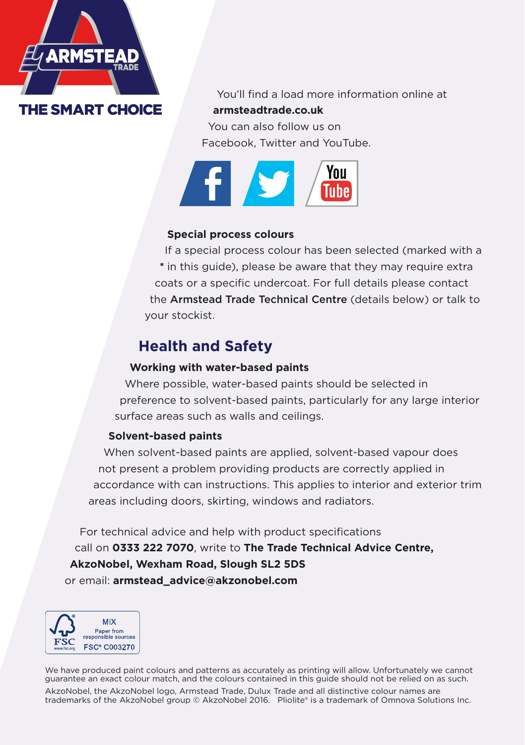ARMSTEAD TRADE

THE SMART CHOICE

You'll find a load more information online at **armsteadtrade.co.uk**
You can also follow us on Facebook, Twitter and YouTube.

**Special process colours**

If a special process colour has been selected (marked with a * in this guide), please be aware that they may require extra coats or a specific undercoat. For full details please contact the **Armstead Trade Technical Centre** (details below) or talk to your stockist.

## Health and Safety

**Working with water-based paints**

Where possible, water-based paints should be selected in preference to solvent-based paints, particularly for any large interior surface areas such as walls and ceilings.

**Solvent-based paints**

When solvent-based paints are applied, solvent-based vapour does not present a problem providing products are correctly applied in accordance with can instructions. This applies to interior and exterior trim areas including doors, skirting, windows and radiators.

For technical advice and help with product specifications call on **0333 222 7070**, write to **The Trade Technical Advice Centre, AkzoNobel, Wexham Road, Slough SL2 5DS** or email: **armstead_advice@akzonobel.com**

FSC www.fsc.org MIX Paper from responsible sources FSC® C003270

We have produced paint colours and patterns as accurately as printing will allow. Unfortunately we cannot guarantee an exact colour match, and the colours contained in this guide should not be relied on as such.

AkzoNobel, the AkzoNobel logo, Armstead Trade, Dulux Trade and all distinctive colour names are trademarks of the AkzoNobel group © AkzoNobel 2016. Pliolite® is a trademark of Omnova Solutions Inc.